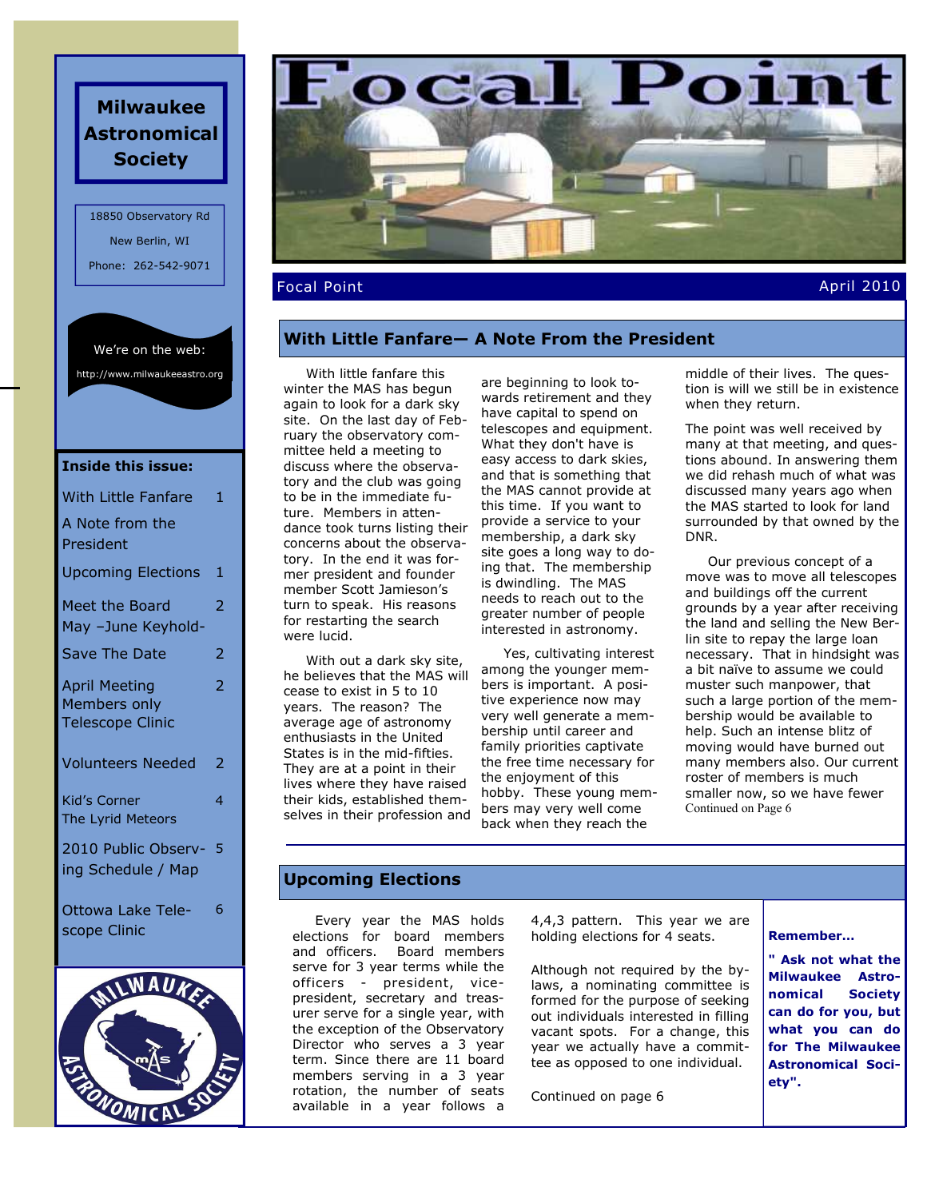# Focal Point

**Milwaukee Astronomical Society**

18850 Observatory Rd
New Berlin, WI
Phone: 262-542-9071

We're on the web:
http://www.milwaukeeastro.org

**Inside this issue:**

| | |
|---|---|
| With Little Fanfare A Note from the President | 1 |
| Upcoming Elections | 1 |
| Meet the Board May –June Keyhold- | 2 |
| Save The Date | 2 |
| April Meeting Members only Telescope Clinic | 2 |
| Volunteers Needed | 2 |
| Kid's Corner The Lyrid Meteors | 4 |
| 2010 Public Observing Schedule / Map | 5 |
| Ottowa Lake Telescope Clinic | 6 |

Focal Point — April 2010

## With Little Fanfare— A Note From the President

With little fanfare this winter the MAS has begun again to look for a dark sky site. On the last day of February the observatory committee held a meeting to discuss where the observatory and the club was going to be in the immediate future. Members in attendance took turns listing their concerns about the observatory. In the end it was former president and founder member Scott Jamieson's turn to speak. His reasons for restarting the search were lucid.

With out a dark sky site, he believes that the MAS will cease to exist in 5 to 10 years. The reason? The average age of astronomy enthusiasts in the United States is in the mid-fifties. They are at a point in their lives where they have raised their kids, established themselves in their profession and are beginning to look towards retirement and they have capital to spend on telescopes and equipment. What they don't have is easy access to dark skies, and that is something that the MAS cannot provide at this time. If you want to provide a service to your membership, a dark sky site goes a long way to doing that. The membership is dwindling. The MAS needs to reach out to the greater number of people interested in astronomy.

Yes, cultivating interest among the younger members is important. A positive experience now may very well generate a membership until career and family priorities captivate the free time necessary for the enjoyment of this hobby. These young members may very well come back when they reach the middle of their lives. The question is will we still be in existence when they return.

The point was well received by many at that meeting, and questions abound. In answering them we did rehash much of what was discussed many years ago when the MAS started to look for land surrounded by that owned by the DNR.

Our previous concept of a move was to move all telescopes and buildings off the current grounds by a year after receiving the land and selling the New Berlin site to repay the large loan necessary. That in hindsight was a bit naïve to assume we could muster such manpower, that such a large portion of the membership would be available to help. Such an intense blitz of moving would have burned out many members also. Our current roster of members is much smaller now, so we have fewer

Continued on Page 6

## Upcoming Elections

Every year the MAS holds elections for board members and officers. Board members serve for 3 year terms while the officers - president, vice-president, secretary and treasurer serve for a single year, with the exception of the Observatory Director who serves a 3 year term. Since there are 11 board members serving in a 3 year rotation, the number of seats available in a year follows a 4,4,3 pattern. This year we are holding elections for 4 seats.

Although not required by the bylaws, a nominating committee is formed for the purpose of seeking out individuals interested in filling vacant spots. For a change, this year we actually have a committee as opposed to one individual.

Continued on page 6

**Remember…**

**" Ask not what the Milwaukee Astronomical Society can do for you, but what you can do for The Milwaukee Astronomical Society".**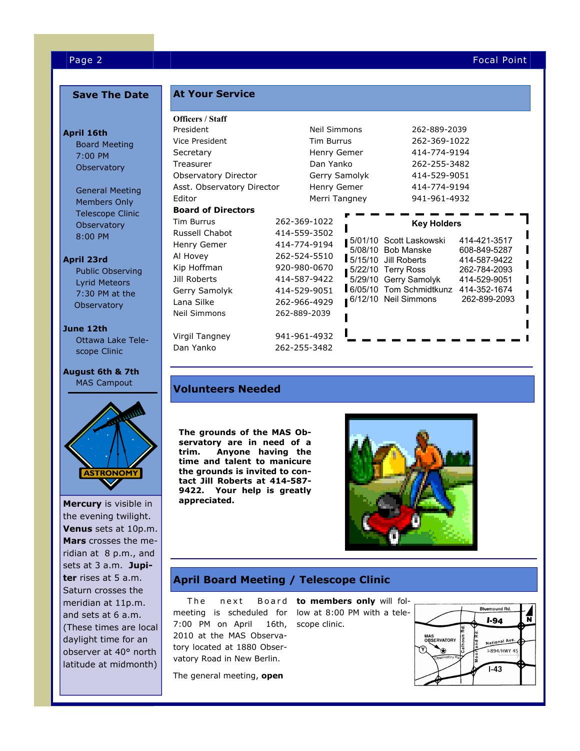## Save The Date

**April 16th**
Board Meeting
7:00 PM
Observatory

General Meeting
Members Only
Telescope Clinic
Observatory
8:00 PM

**April 23rd**
Public Observing
Lyrid Meteors
7:30 PM at the
Observatory

**June 12th**
Ottawa Lake Telescope Clinic

**August 6th & 7th**
MAS Campout

**Mercury** is visible in the evening twilight. **Venus** sets at 10p.m. **Mars** crosses the meridian at 8 p.m., and sets at 3 a.m. **Jupiter** rises at 5 a.m. Saturn crosses the meridian at 11p.m. and sets at 6 a.m. (These times are local daylight time for an observer at 40° north latitude at midmonth)

## At Your Service

**Officers / Staff**

| | | |
|---|---|---|
| President | Neil Simmons | 262-889-2039 |
| Vice President | Tim Burrus | 262-369-1022 |
| Secretary | Henry Gemer | 414-774-9194 |
| Treasurer | Dan Yanko | 262-255-3482 |
| Observatory Director | Gerry Samolyk | 414-529-9051 |
| Asst. Observatory Director | Henry Gemer | 414-774-9194 |
| Editor | Merri Tangney | 941-961-4932 |

**Board of Directors**

| | |
|---|---|
| Tim Burrus | 262-369-1022 |
| Russell Chabot | 414-559-3502 |
| Henry Gemer | 414-774-9194 |
| Al Hovey | 262-524-5510 |
| Kip Hoffman | 920-980-0670 |
| Jill Roberts | 414-587-9422 |
| Gerry Samolyk | 414-529-9051 |
| Lana Silke | 262-966-4929 |
| Neil Simmons | 262-889-2039 |
| Virgil Tangney | 941-961-4932 |
| Dan Yanko | 262-255-3482 |

**Key Holders**

| | | |
|---|---|---|
| 5/01/10 | Scott Laskowski | 414-421-3517 |
| 5/08/10 | Bob Manske | 608-849-5287 |
| 5/15/10 | Jill Roberts | 414-587-9422 |
| 5/22/10 | Terry Ross | 262-784-2093 |
| 5/29/10 | Gerry Samolyk | 414-529-9051 |
| 6/05/10 | Tom Schmidtkunz | 414-352-1674 |
| 6/12/10 | Neil Simmons | 262-899-2093 |

## Volunteers Needed

**The grounds of the MAS Observatory are in need of a trim. Anyone having the time and talent to manicure the grounds is invited to contact Jill Roberts at 414-587-9422. Your help is greatly appreciated.**

## April Board Meeting / Telescope Clinic

The next Board meeting is scheduled for 7:00 PM on April 16th, 2010 at the MAS Observatory located at 1880 Observatory Road in New Berlin.

The general meeting, **open to members only** will follow at 8:00 PM with a telescope clinic.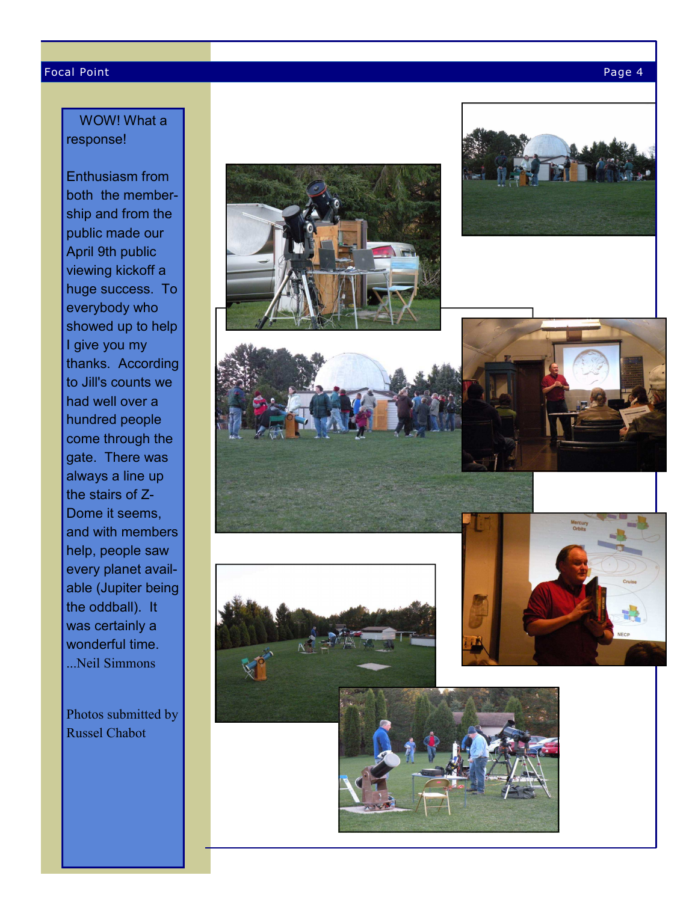WOW! What a response!

Enthusiasm from both the membership and from the public made our April 9th public viewing kickoff a huge success. To everybody who showed up to help I give you my thanks. According to Jill's counts we had well over a hundred people come through the gate. There was always a line up the stairs of Z-Dome it seems, and with members help, people saw every planet available (Jupiter being the oddball). It was certainly a wonderful time.

...Neil Simmons

Photos submitted by Russel Chabot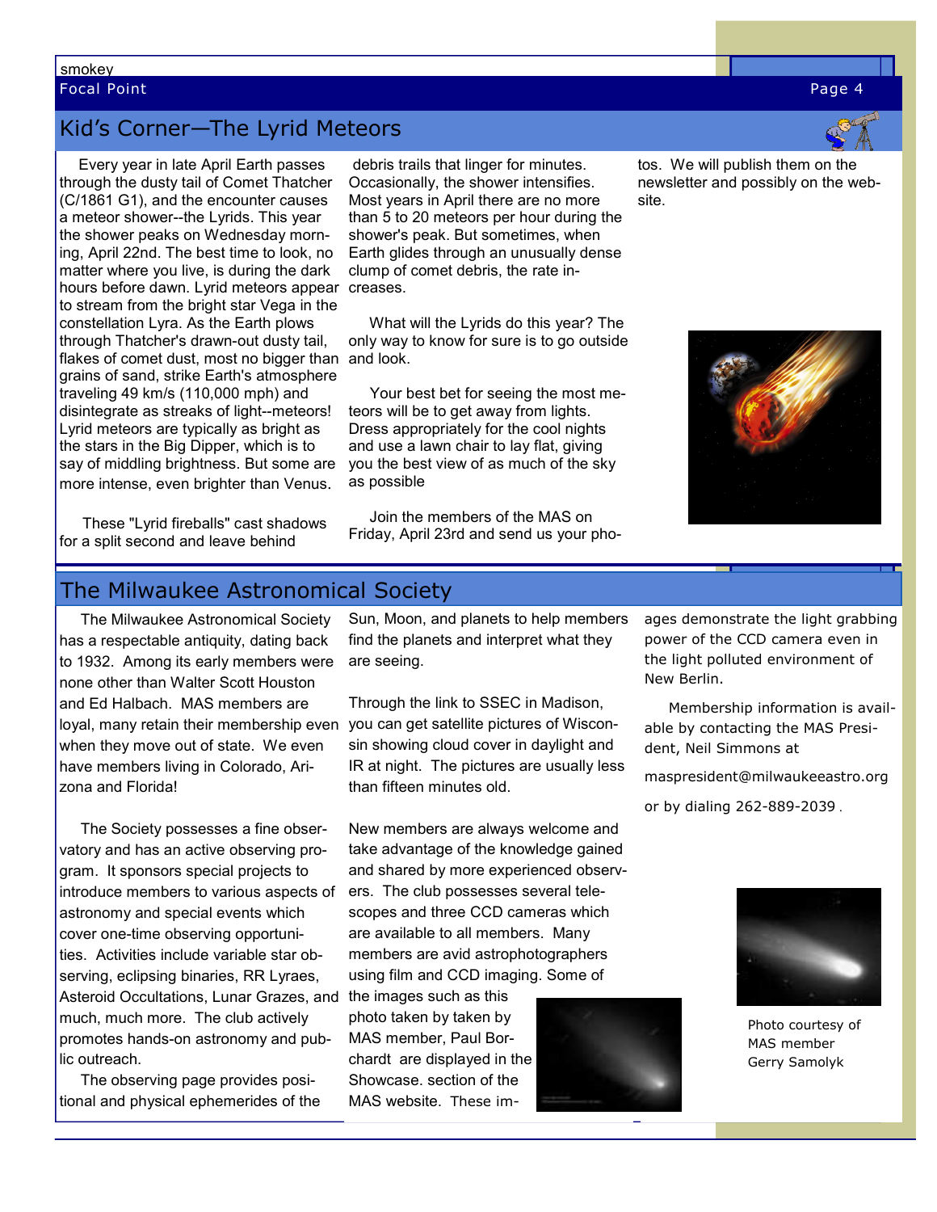smokey

## Kid's Corner—The Lyrid Meteors

Every year in late April Earth passes through the dusty tail of Comet Thatcher (C/1861 G1), and the encounter causes a meteor shower--the Lyrids. This year the shower peaks on Wednesday morning, April 22nd. The best time to look, no matter where you live, is during the dark hours before dawn. Lyrid meteors appear to stream from the bright star Vega in the constellation Lyra. As the Earth plows through Thatcher's drawn-out dusty tail, flakes of comet dust, most no bigger than grains of sand, strike Earth's atmosphere traveling 49 km/s (110,000 mph) and disintegrate as streaks of light--meteors! Lyrid meteors are typically as bright as the stars in the Big Dipper, which is to say of middling brightness. But some are more intense, even brighter than Venus.

These "Lyrid fireballs" cast shadows for a split second and leave behind debris trails that linger for minutes. Occasionally, the shower intensifies. Most years in April there are no more than 5 to 20 meteors per hour during the shower's peak. But sometimes, when Earth glides through an unusually dense clump of comet debris, the rate increases.

What will the Lyrids do this year? The only way to know for sure is to go outside and look.

Your best bet for seeing the most meteors will be to get away from lights. Dress appropriately for the cool nights and use a lawn chair to lay flat, giving you the best view of as much of the sky as possible

Join the members of the MAS on Friday, April 23rd and send us your photos. We will publish them on the newsletter and possibly on the website.

## The Milwaukee Astronomical Society

The Milwaukee Astronomical Society has a respectable antiquity, dating back to 1932. Among its early members were none other than Walter Scott Houston and Ed Halbach. MAS members are loyal, many retain their membership even when they move out of state. We even have members living in Colorado, Arizona and Florida!

The Society possesses a fine observatory and has an active observing program. It sponsors special projects to introduce members to various aspects of astronomy and special events which cover one-time observing opportunities. Activities include variable star observing, eclipsing binaries, RR Lyraes, Asteroid Occultations, Lunar Grazes, and much, much more. The club actively promotes hands-on astronomy and public outreach.

The observing page provides positional and physical ephemerides of the Sun, Moon, and planets to help members find the planets and interpret what they are seeing.

Through the link to SSEC in Madison, you can get satellite pictures of Wisconsin showing cloud cover in daylight and IR at night. The pictures are usually less than fifteen minutes old.

New members are always welcome and take advantage of the knowledge gained and shared by more experienced observers. The club possesses several telescopes and three CCD cameras which are available to all members. Many members are avid astrophotographers using film and CCD imaging. Some of the images such as this photo taken by taken by MAS member, Paul Borchardt are displayed in the Showcase. section of the MAS website. These images demonstrate the light grabbing power of the CCD camera even in the light polluted environment of New Berlin.

Membership information is available by contacting the MAS President, Neil Simmons at

maspresident@milwaukeeastro.org

or by dialing 262-889-2039 .

Photo courtesy of MAS member Gerry Samolyk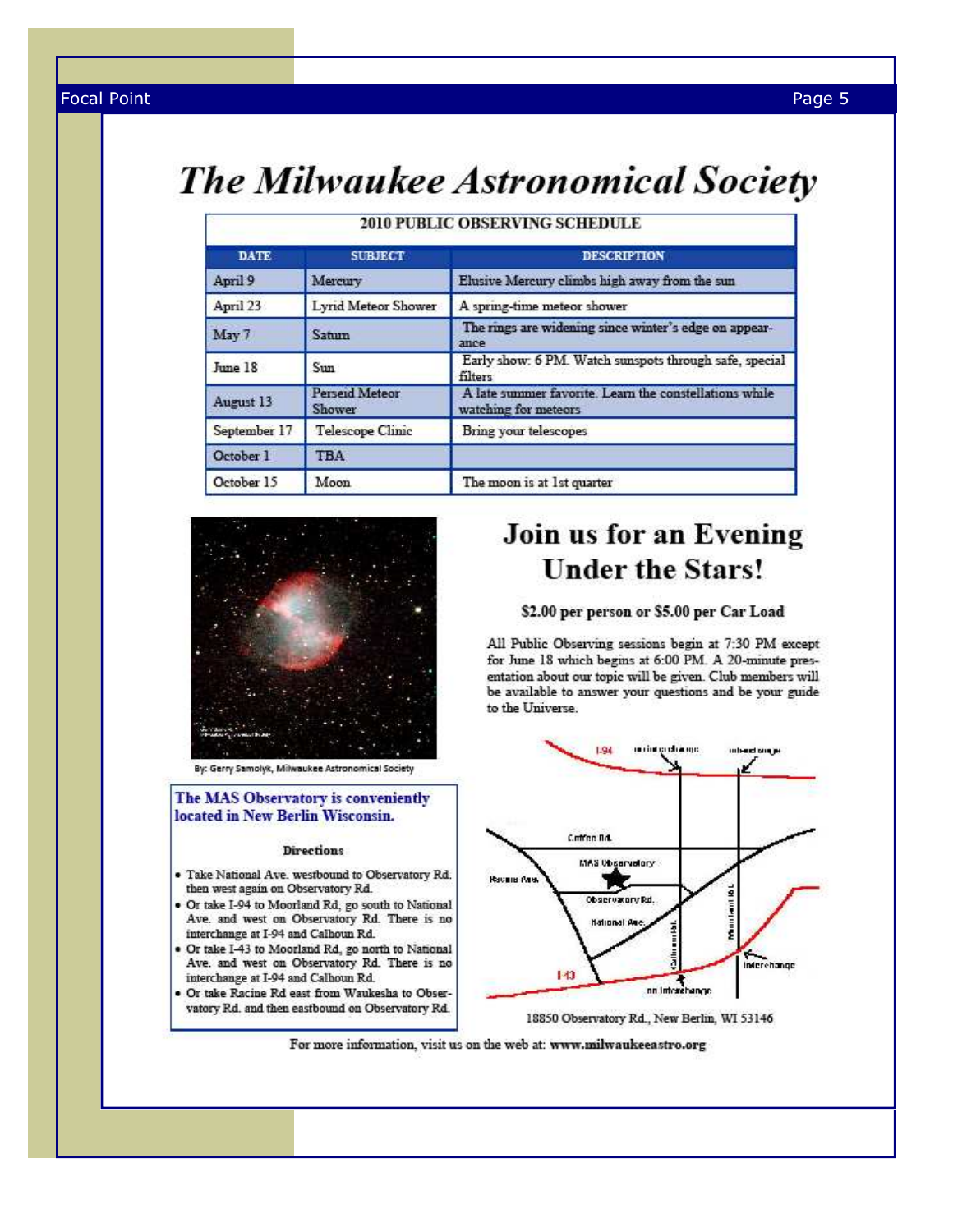# The Milwaukee Astronomical Society

| 2010 PUBLIC OBSERVING SCHEDULE | | |
|---|---|---|
| DATE | SUBJECT | DESCRIPTION |
| April 9 | Mercury | Elusive Mercury climbs high away from the sun |
| April 23 | Lyrid Meteor Shower | A spring-time meteor shower |
| May 7 | Saturn | The rings are widening since winter's edge on appearance |
| June 18 | Sun | Early show: 6 PM. Watch sunspots through safe, special filters |
| August 13 | Perseid Meteor Shower | A late summer favorite. Learn the constellations while watching for meteors |
| September 17 | Telescope Clinic | Bring your telescopes |
| October 1 | TBA | |
| October 15 | Moon | The moon is at 1st quarter |

By: Gerry Samolyk, Milwaukee Astronomical Society

## Join us for an Evening Under the Stars!

**$2.00 per person or $5.00 per Car Load**

All Public Observing sessions begin at 7:30 PM except for June 18 which begins at 6:00 PM. A 20-minute presentation about our topic will be given. Club members will be available to answer your questions and be your guide to the Universe.

### The MAS Observatory is conveniently located in New Berlin Wisconsin.

**Directions**

- Take National Ave. westbound to Observatory Rd. then west again on Observatory Rd.
- Or take I-94 to Moorland Rd, go south to National Ave. and west on Observatory Rd. There is no interchange at I-94 and Calhoun Rd.
- Or take I-43 to Moorland Rd, go north to National Ave. and west on Observatory Rd. There is no interchange at I-94 and Calhoun Rd.
- Or take Racine Rd east from Waukesha to Observatory Rd. and then eastbound on Observatory Rd.

I-94 | no interchange | interchange | Cleveland Rd. | MAS Observatory | Racine Ave. | Observatory Rd. | National Ave. | Calhoun Rd. | Moorland Rd. | I-43 | no interchange | interchange

18850 Observatory Rd., New Berlin, WI 53146

For more information, visit us on the web at: **www.milwaukeeastro.org**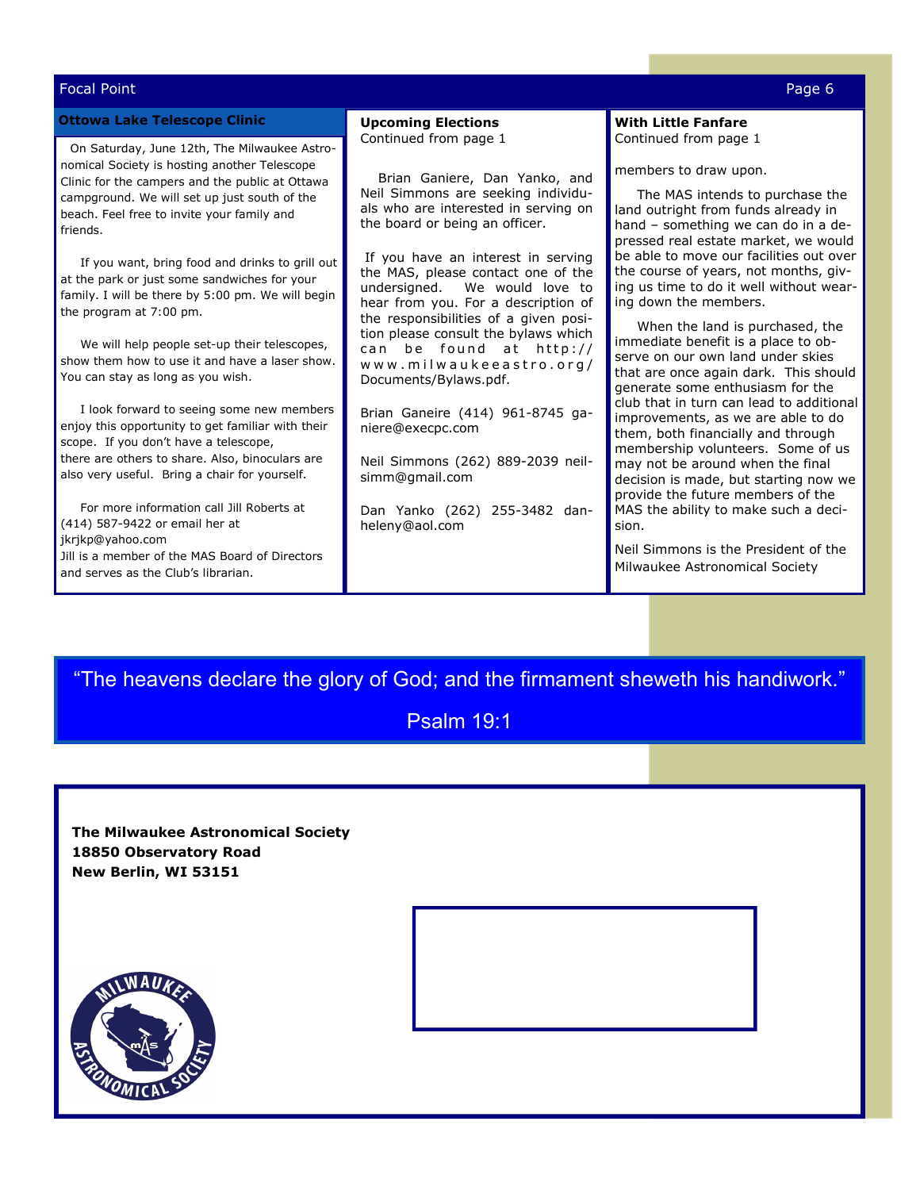## Ottowa Lake Telescope Clinic

On Saturday, June 12th, The Milwaukee Astronomical Society is hosting another Telescope Clinic for the campers and the public at Ottawa campground. We will set up just south of the beach. Feel free to invite your family and friends.

If you want, bring food and drinks to grill out at the park or just some sandwiches for your family. I will be there by 5:00 pm. We will begin the program at 7:00 pm.

We will help people set-up their telescopes, show them how to use it and have a laser show. You can stay as long as you wish.

I look forward to seeing some new members enjoy this opportunity to get familiar with their scope. If you don't have a telescope, there are others to share. Also, binoculars are also very useful. Bring a chair for yourself.

For more information call Jill Roberts at (414) 587-9422 or email her at jkrjkp@yahoo.com
Jill is a member of the MAS Board of Directors and serves as the Club's librarian.

## Upcoming Elections
Continued from page 1

Brian Ganiere, Dan Yanko, and Neil Simmons are seeking individuals who are interested in serving on the board or being an officer.

If you have an interest in serving the MAS, please contact one of the undersigned. We would love to hear from you. For a description of the responsibilities of a given position please consult the bylaws which can be found at http://www.milwaukeeastro.org/Documents/Bylaws.pdf.

Brian Ganeire (414) 961-8745 ganiere@execpc.com

Neil Simmons (262) 889-2039 neilsimm@gmail.com

Dan Yanko (262) 255-3482 danheleny@aol.com

## With Little Fanfare
Continued from page 1

members to draw upon.

The MAS intends to purchase the land outright from funds already in hand – something we can do in a depressed real estate market, we would be able to move our facilities out over the course of years, not months, giving us time to do it well without wearing down the members.

When the land is purchased, the immediate benefit is a place to observe on our own land under skies that are once again dark. This should generate some enthusiasm for the club that in turn can lead to additional improvements, as we are able to do them, both financially and through membership volunteers. Some of us may not be around when the final decision is made, but starting now we provide the future members of the MAS the ability to make such a decision.

Neil Simmons is the President of the Milwaukee Astronomical Society

"The heavens declare the glory of God; and the firmament sheweth his handiwork."

Psalm 19:1

**The Milwaukee Astronomical Society**
**18850 Observatory Road**
**New Berlin, WI 53151**

MILWAUKEE ASTRONOMICAL SOCIETY